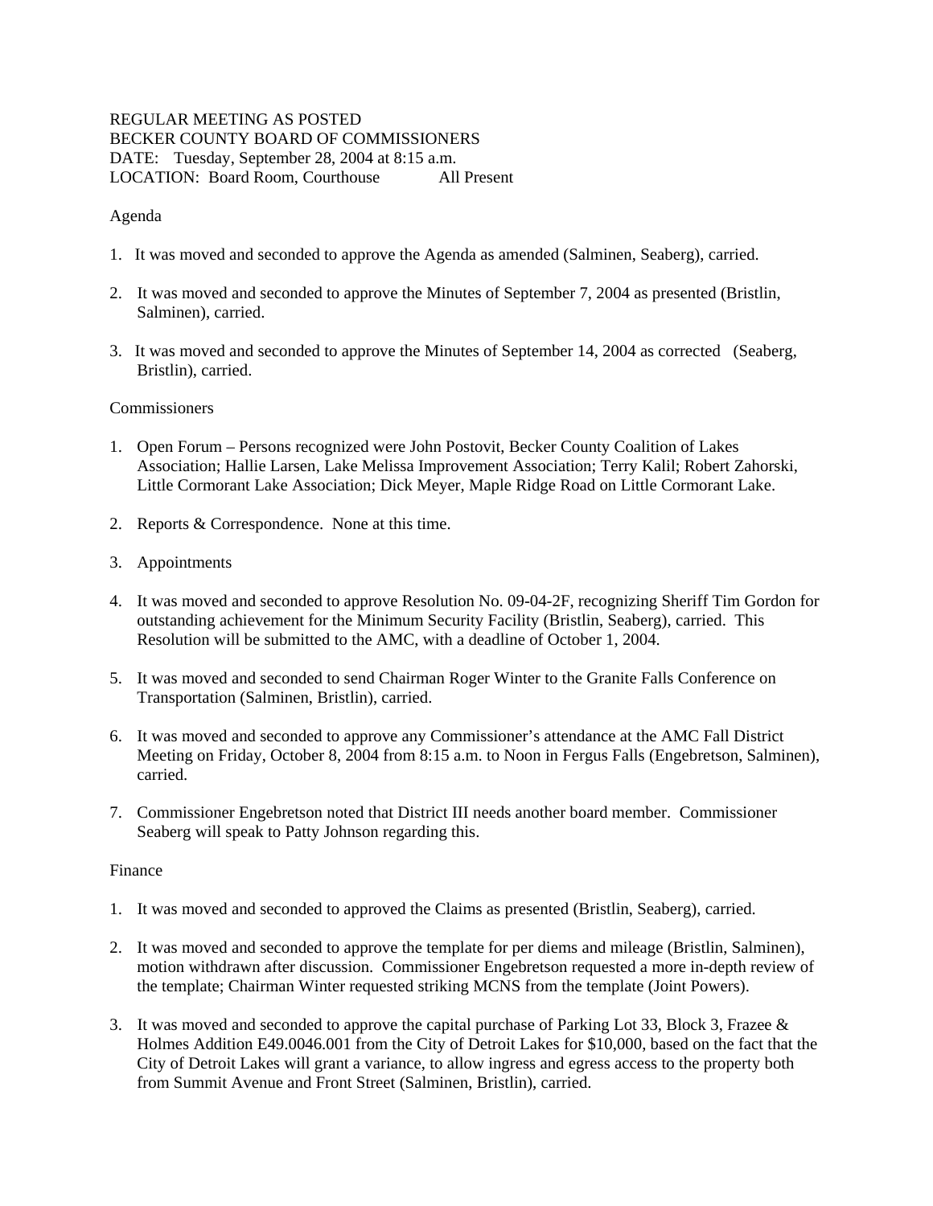REGULAR MEETING AS POSTED
BECKER COUNTY BOARD OF COMMISSIONERS
DATE: Tuesday, September 28, 2004 at 8:15 a.m.
LOCATION: Board Room, Courthouse All Present

Agenda

1. It was moved and seconded to approve the Agenda as amended (Salminen, Seaberg), carried.

2. It was moved and seconded to approve the Minutes of September 7, 2004 as presented (Bristlin, Salminen), carried.

3. It was moved and seconded to approve the Minutes of September 14, 2004 as corrected (Seaberg, Bristlin), carried.

Commissioners

1. Open Forum – Persons recognized were John Postovit, Becker County Coalition of Lakes Association; Hallie Larsen, Lake Melissa Improvement Association; Terry Kalil; Robert Zahorski, Little Cormorant Lake Association; Dick Meyer, Maple Ridge Road on Little Cormorant Lake.

2. Reports & Correspondence. None at this time.

3. Appointments

4. It was moved and seconded to approve Resolution No. 09-04-2F, recognizing Sheriff Tim Gordon for outstanding achievement for the Minimum Security Facility (Bristlin, Seaberg), carried. This Resolution will be submitted to the AMC, with a deadline of October 1, 2004.

5. It was moved and seconded to send Chairman Roger Winter to the Granite Falls Conference on Transportation (Salminen, Bristlin), carried.

6. It was moved and seconded to approve any Commissioner's attendance at the AMC Fall District Meeting on Friday, October 8, 2004 from 8:15 a.m. to Noon in Fergus Falls (Engebretson, Salminen), carried.

7. Commissioner Engebretson noted that District III needs another board member. Commissioner Seaberg will speak to Patty Johnson regarding this.

Finance

1. It was moved and seconded to approved the Claims as presented (Bristlin, Seaberg), carried.

2. It was moved and seconded to approve the template for per diems and mileage (Bristlin, Salminen), motion withdrawn after discussion. Commissioner Engebretson requested a more in-depth review of the template; Chairman Winter requested striking MCNS from the template (Joint Powers).

3. It was moved and seconded to approve the capital purchase of Parking Lot 33, Block 3, Frazee & Holmes Addition E49.0046.001 from the City of Detroit Lakes for $10,000, based on the fact that the City of Detroit Lakes will grant a variance, to allow ingress and egress access to the property both from Summit Avenue and Front Street (Salminen, Bristlin), carried.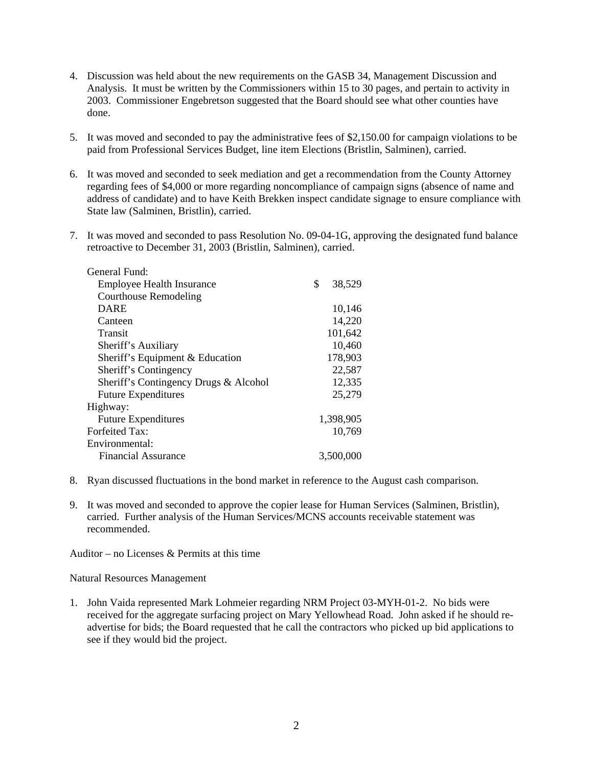4. Discussion was held about the new requirements on the GASB 34, Management Discussion and Analysis. It must be written by the Commissioners within 15 to 30 pages, and pertain to activity in 2003. Commissioner Engebretson suggested that the Board should see what other counties have done.

5. It was moved and seconded to pay the administrative fees of $2,150.00 for campaign violations to be paid from Professional Services Budget, line item Elections (Bristlin, Salminen), carried.

6. It was moved and seconded to seek mediation and get a recommendation from the County Attorney regarding fees of $4,000 or more regarding noncompliance of campaign signs (absence of name and address of candidate) and to have Keith Brekken inspect candidate signage to ensure compliance with State law (Salminen, Bristlin), carried.

7. It was moved and seconded to pass Resolution No. 09-04-1G, approving the designated fund balance retroactive to December 31, 2003 (Bristlin, Salminen), carried.

| | |
|---|---|
| General Fund: | |
| Employee Health Insurance | $ 38,529 |
| Courthouse Remodeling | |
| DARE | 10,146 |
| Canteen | 14,220 |
| Transit | 101,642 |
| Sheriff's Auxiliary | 10,460 |
| Sheriff's Equipment & Education | 178,903 |
| Sheriff's Contingency | 22,587 |
| Sheriff's Contingency Drugs & Alcohol | 12,335 |
| Future Expenditures | 25,279 |
| Highway: | |
| Future Expenditures | 1,398,905 |
| Forfeited Tax: | 10,769 |
| Environmental: | |
| Financial Assurance | 3,500,000 |

8. Ryan discussed fluctuations in the bond market in reference to the August cash comparison.

9. It was moved and seconded to approve the copier lease for Human Services (Salminen, Bristlin), carried. Further analysis of the Human Services/MCNS accounts receivable statement was recommended.

Auditor – no Licenses & Permits at this time

Natural Resources Management

1. John Vaida represented Mark Lohmeier regarding NRM Project 03-MYH-01-2. No bids were received for the aggregate surfacing project on Mary Yellowhead Road. John asked if he should re-advertise for bids; the Board requested that he call the contractors who picked up bid applications to see if they would bid the project.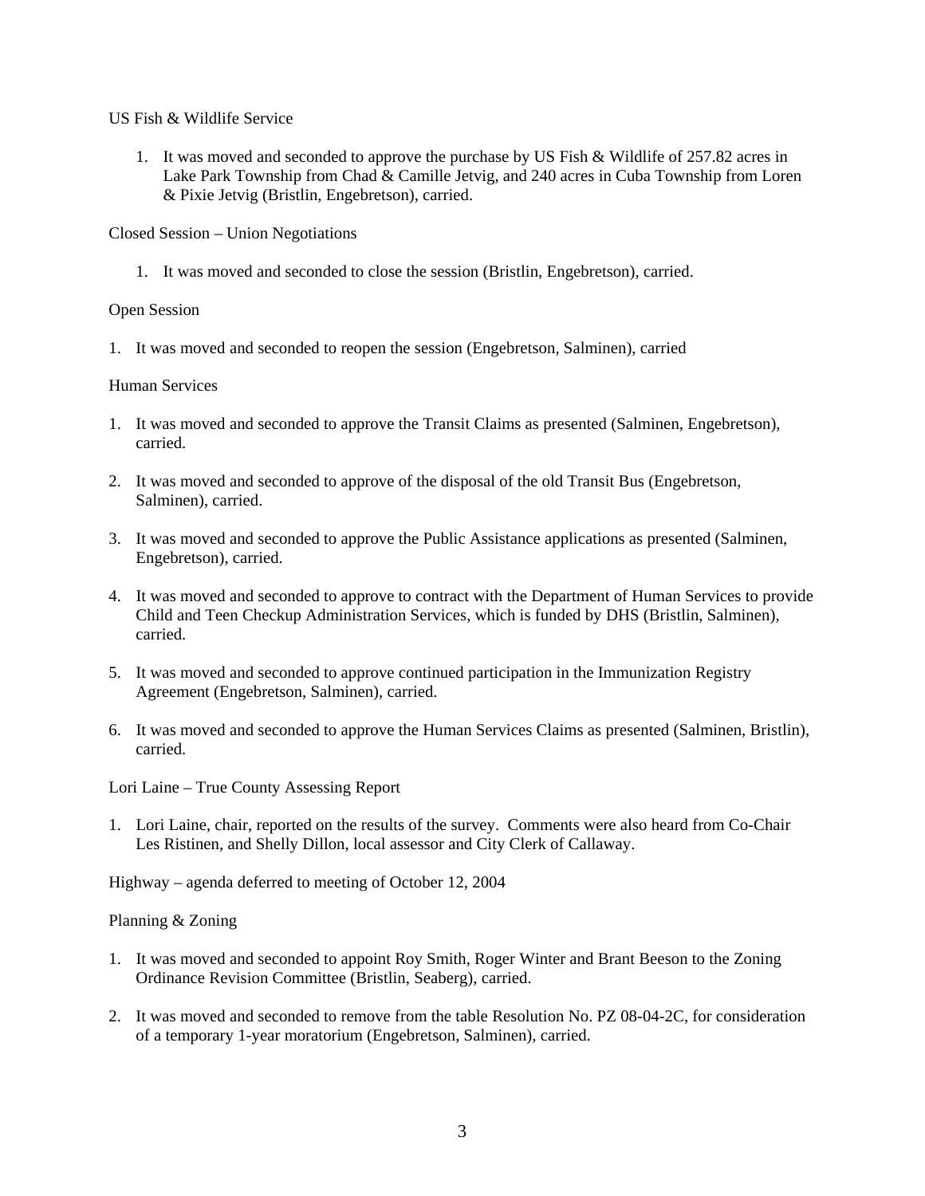US Fish & Wildlife Service

1. It was moved and seconded to approve the purchase by US Fish & Wildlife of 257.82 acres in Lake Park Township from Chad & Camille Jetvig, and 240 acres in Cuba Township from Loren & Pixie Jetvig (Bristlin, Engebretson), carried.

Closed Session – Union Negotiations

1. It was moved and seconded to close the session (Bristlin, Engebretson), carried.

Open Session

1. It was moved and seconded to reopen the session (Engebretson, Salminen), carried

Human Services

1. It was moved and seconded to approve the Transit Claims as presented (Salminen, Engebretson), carried.

2. It was moved and seconded to approve of the disposal of the old Transit Bus (Engebretson, Salminen), carried.

3. It was moved and seconded to approve the Public Assistance applications as presented (Salminen, Engebretson), carried.

4. It was moved and seconded to approve to contract with the Department of Human Services to provide Child and Teen Checkup Administration Services, which is funded by DHS (Bristlin, Salminen), carried.

5. It was moved and seconded to approve continued participation in the Immunization Registry Agreement (Engebretson, Salminen), carried.

6. It was moved and seconded to approve the Human Services Claims as presented (Salminen, Bristlin), carried.

Lori Laine – True County Assessing Report

1. Lori Laine, chair, reported on the results of the survey. Comments were also heard from Co-Chair Les Ristinen, and Shelly Dillon, local assessor and City Clerk of Callaway.

Highway – agenda deferred to meeting of October 12, 2004

Planning & Zoning

1. It was moved and seconded to appoint Roy Smith, Roger Winter and Brant Beeson to the Zoning Ordinance Revision Committee (Bristlin, Seaberg), carried.

2. It was moved and seconded to remove from the table Resolution No. PZ 08-04-2C, for consideration of a temporary 1-year moratorium (Engebretson, Salminen), carried.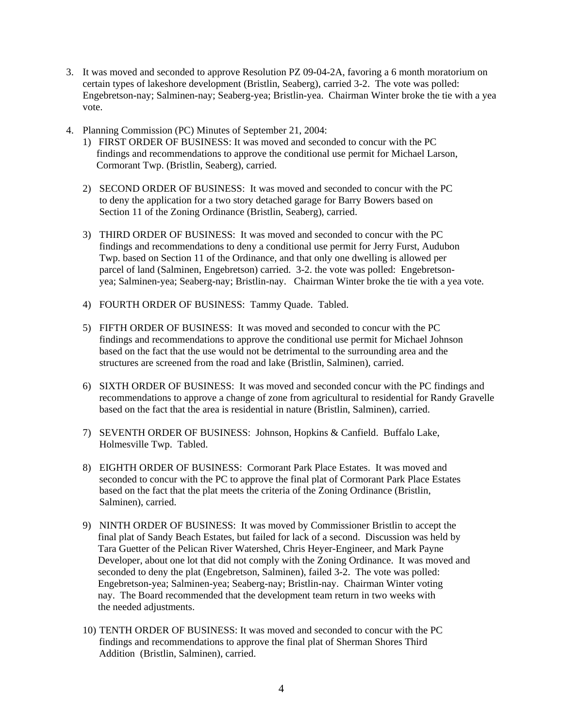3. It was moved and seconded to approve Resolution PZ 09-04-2A, favoring a 6 month moratorium on certain types of lakeshore development (Bristlin, Seaberg), carried 3-2. The vote was polled: Engebretson-nay; Salminen-nay; Seaberg-yea; Bristlin-yea. Chairman Winter broke the tie with a yea vote.

4. Planning Commission (PC) Minutes of September 21, 2004:
   1) FIRST ORDER OF BUSINESS: It was moved and seconded to concur with the PC findings and recommendations to approve the conditional use permit for Michael Larson, Cormorant Twp. (Bristlin, Seaberg), carried.

   2) SECOND ORDER OF BUSINESS: It was moved and seconded to concur with the PC to deny the application for a two story detached garage for Barry Bowers based on Section 11 of the Zoning Ordinance (Bristlin, Seaberg), carried.

   3) THIRD ORDER OF BUSINESS: It was moved and seconded to concur with the PC findings and recommendations to deny a conditional use permit for Jerry Furst, Audubon Twp. based on Section 11 of the Ordinance, and that only one dwelling is allowed per parcel of land (Salminen, Engebretson) carried. 3-2. the vote was polled: Engebretson-yea; Salminen-yea; Seaberg-nay; Bristlin-nay. Chairman Winter broke the tie with a yea vote.

   4) FOURTH ORDER OF BUSINESS: Tammy Quade. Tabled.

   5) FIFTH ORDER OF BUSINESS: It was moved and seconded to concur with the PC findings and recommendations to approve the conditional use permit for Michael Johnson based on the fact that the use would not be detrimental to the surrounding area and the structures are screened from the road and lake (Bristlin, Salminen), carried.

   6) SIXTH ORDER OF BUSINESS: It was moved and seconded concur with the PC findings and recommendations to approve a change of zone from agricultural to residential for Randy Gravelle based on the fact that the area is residential in nature (Bristlin, Salminen), carried.

   7) SEVENTH ORDER OF BUSINESS: Johnson, Hopkins & Canfield. Buffalo Lake, Holmesville Twp. Tabled.

   8) EIGHTH ORDER OF BUSINESS: Cormorant Park Place Estates. It was moved and seconded to concur with the PC to approve the final plat of Cormorant Park Place Estates based on the fact that the plat meets the criteria of the Zoning Ordinance (Bristlin, Salminen), carried.

   9) NINTH ORDER OF BUSINESS: It was moved by Commissioner Bristlin to accept the final plat of Sandy Beach Estates, but failed for lack of a second. Discussion was held by Tara Guetter of the Pelican River Watershed, Chris Heyer-Engineer, and Mark Payne Developer, about one lot that did not comply with the Zoning Ordinance. It was moved and seconded to deny the plat (Engebretson, Salminen), failed 3-2. The vote was polled: Engebretson-yea; Salminen-yea; Seaberg-nay; Bristlin-nay. Chairman Winter voting nay. The Board recommended that the development team return in two weeks with the needed adjustments.

   10) TENTH ORDER OF BUSINESS: It was moved and seconded to concur with the PC findings and recommendations to approve the final plat of Sherman Shores Third Addition (Bristlin, Salminen), carried.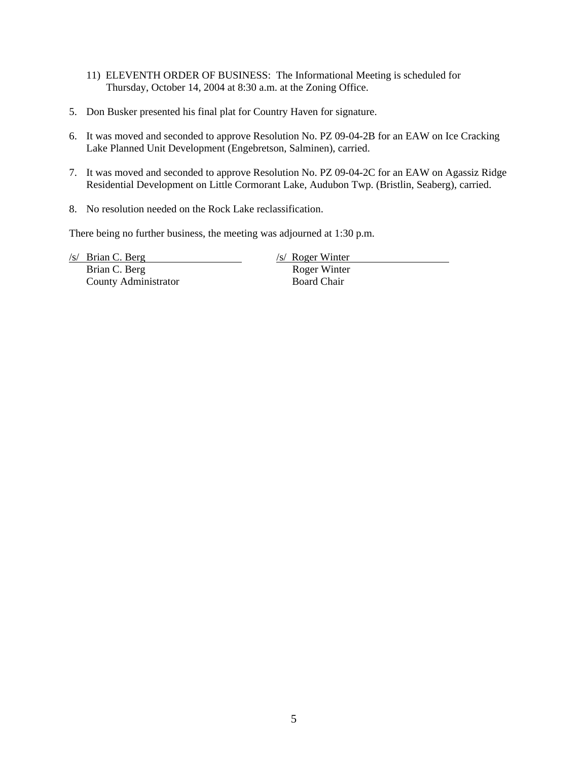11) ELEVENTH ORDER OF BUSINESS: The Informational Meeting is scheduled for Thursday, October 14, 2004 at 8:30 a.m. at the Zoning Office.

5. Don Busker presented his final plat for Country Haven for signature.

6. It was moved and seconded to approve Resolution No. PZ 09-04-2B for an EAW on Ice Cracking Lake Planned Unit Development (Engebretson, Salminen), carried.

7. It was moved and seconded to approve Resolution No. PZ 09-04-2C for an EAW on Agassiz Ridge Residential Development on Little Cormorant Lake, Audubon Twp. (Bristlin, Seaberg), carried.

8. No resolution needed on the Rock Lake reclassification.

There being no further business, the meeting was adjourned at 1:30 p.m.

| | |
|---|---|
| /s/ Brian C. Berg | /s/ Roger Winter |
| Brian C. Berg | Roger Winter |
| County Administrator | Board Chair |